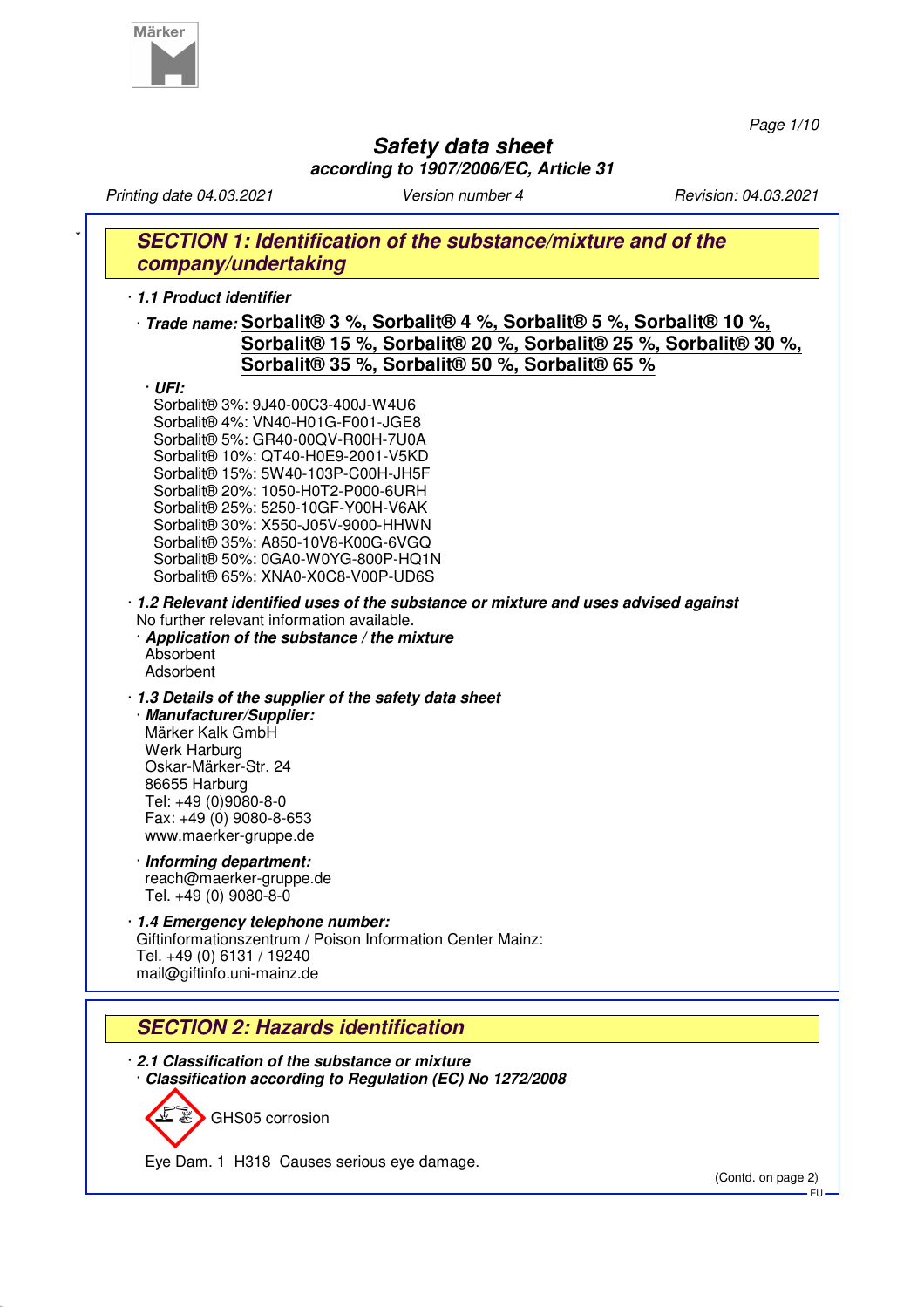# Safety data sheet

**according to 1907/2006/EC, Article 31**

*Printing date 04.03.2021* *Version number 4* *Revision: 04.03.2021*

## SECTION 1: Identification of the substance/mixture and of the company/undertaking

· **1.1 Product identifier**

· **Trade name:** **Sorbalit® 3 %, Sorbalit® 4 %, Sorbalit® 5 %, Sorbalit® 10 %, Sorbalit® 15 %, Sorbalit® 20 %, Sorbalit® 25 %, Sorbalit® 30 %, Sorbalit® 35 %, Sorbalit® 50 %, Sorbalit® 65 %**

· **UFI:**
Sorbalit® 3%: 9J40-00C3-400J-W4U6
Sorbalit® 4%: VN40-H01G-F001-JGE8
Sorbalit® 5%: GR40-00QV-R00H-7U0A
Sorbalit® 10%: QT40-H0E9-2001-V5KD
Sorbalit® 15%: 5W40-103P-C00H-JH5F
Sorbalit® 20%: 1050-H0T2-P000-6URH
Sorbalit® 25%: 5250-10GF-Y00H-V6AK
Sorbalit® 30%: X550-J05V-9000-HHWN
Sorbalit® 35%: A850-10V8-K00G-6VGQ
Sorbalit® 50%: 0GA0-W0YG-800P-HQ1N
Sorbalit® 65%: XNA0-X0C8-V00P-UD6S

· **1.2 Relevant identified uses of the substance or mixture and uses advised against**
No further relevant information available.

· **Application of the substance / the mixture**
Absorbent
Adsorbent

· **1.3 Details of the supplier of the safety data sheet**

· **Manufacturer/Supplier:**
Märker Kalk GmbH
Werk Harburg
Oskar-Märker-Str. 24
86655 Harburg
Tel: +49 (0)9080-8-0
Fax: +49 (0) 9080-8-653
www.maerker-gruppe.de

· **Informing department:**
reach@maerker-gruppe.de
Tel. +49 (0) 9080-8-0

· **1.4 Emergency telephone number:**
Giftinformationszentrum / Poison Information Center Mainz:
Tel. +49 (0) 6131 / 19240
mail@giftinfo.uni-mainz.de

## SECTION 2: Hazards identification

· **2.1 Classification of the substance or mixture**

· **Classification according to Regulation (EC) No 1272/2008**

GHS05 corrosion

Eye Dam. 1 H318 Causes serious eye damage.

(Contd. on page 2)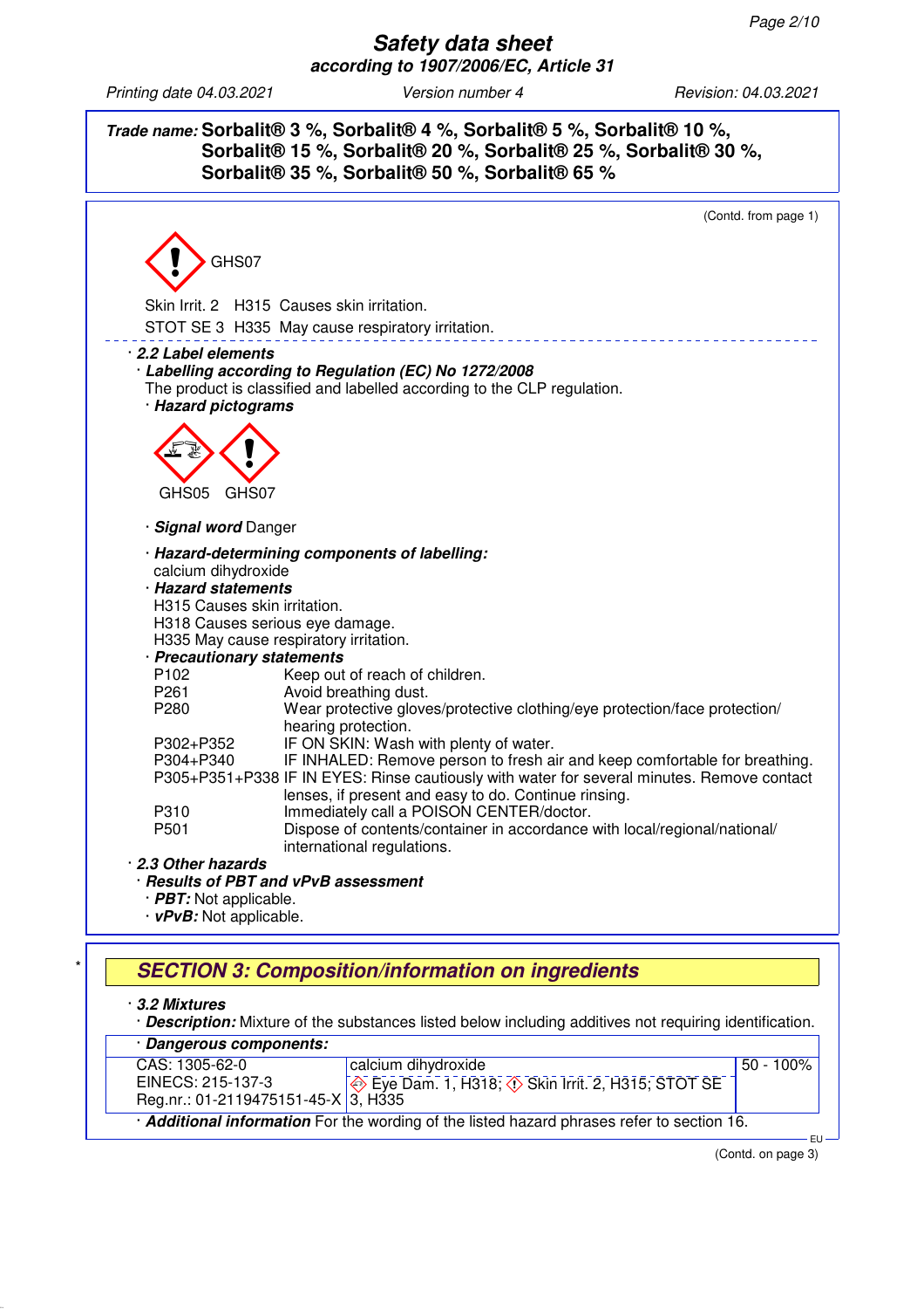**Trade name:** **Sorbalit® 3 %, Sorbalit® 4 %, Sorbalit® 5 %, Sorbalit® 10 %, Sorbalit® 15 %, Sorbalit® 20 %, Sorbalit® 25 %, Sorbalit® 30 %, Sorbalit® 35 %, Sorbalit® 50 %, Sorbalit® 65 %**

(Contd. from page 1)

GHS07

Skin Irrit. 2 H315 Causes skin irritation.

STOT SE 3 H335 May cause respiratory irritation.

· ***2.2 Label elements***

· ***Labelling according to Regulation (EC) No 1272/2008***

The product is classified and labelled according to the CLP regulation.

· ***Hazard pictograms***

GHS05 GHS07

· ***Signal word*** Danger

· ***Hazard-determining components of labelling:***

calcium dihydroxide

· ***Hazard statements***

H315 Causes skin irritation.

H318 Causes serious eye damage.

H335 May cause respiratory irritation.

· ***Precautionary statements***

| | |
|---|---|
| P102 | Keep out of reach of children. |
| P261 | Avoid breathing dust. |
| P280 | Wear protective gloves/protective clothing/eye protection/face protection/ hearing protection. |
| P302+P352 | IF ON SKIN: Wash with plenty of water. |
| P304+P340 | IF INHALED: Remove person to fresh air and keep comfortable for breathing. |
| P305+P351+P338 | IF IN EYES: Rinse cautiously with water for several minutes. Remove contact lenses, if present and easy to do. Continue rinsing. |
| P310 | Immediately call a POISON CENTER/doctor. |
| P501 | Dispose of contents/container in accordance with local/regional/national/ international regulations. |

· ***2.3 Other hazards***

· ***Results of PBT and vPvB assessment***

· ***PBT:*** Not applicable.

· ***vPvB:*** Not applicable.

## SECTION 3: Composition/information on ingredients

· ***3.2 Mixtures***

· ***Description:*** Mixture of the substances listed below including additives not requiring identification.

· ***Dangerous components:***

| | | |
|---|---|---|
| CAS: 1305-62-0<br>EINECS: 215-137-3<br>Reg.nr.: 01-2119475151-45-X | calcium dihydroxide<br>Eye Dam. 1, H318; Skin Irrit. 2, H315; STOT SE 3, H335 | 50 - 100% |

· ***Additional information*** For the wording of the listed hazard phrases refer to section 16.

(Contd. on page 3)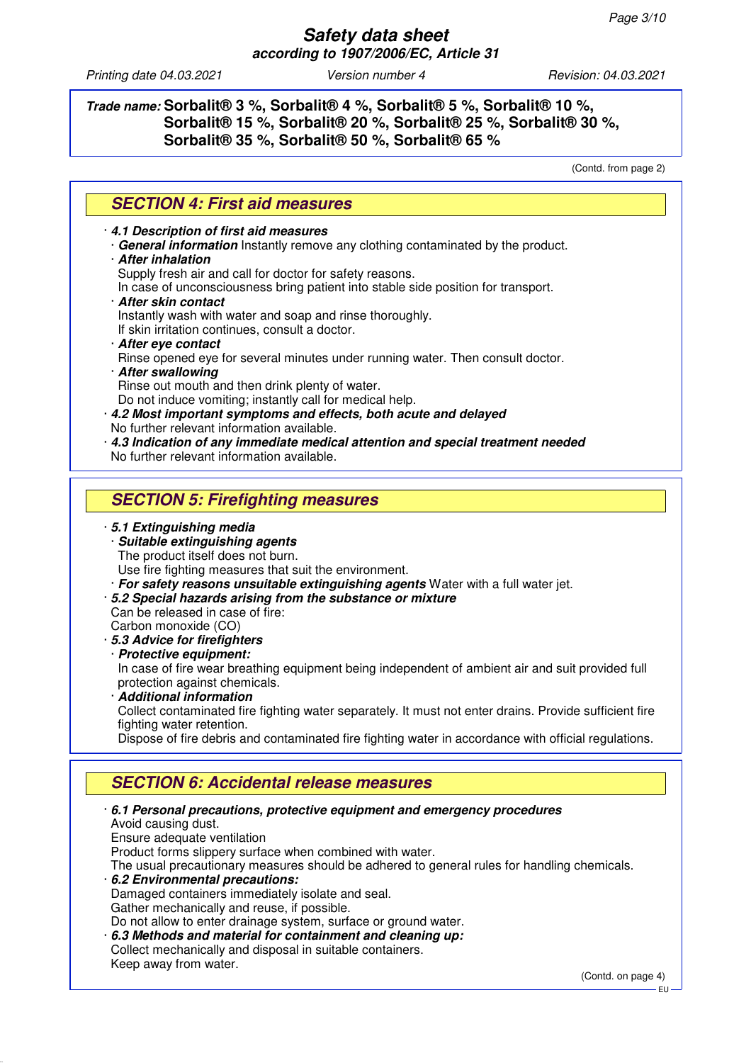**Trade name: Sorbalit® 3 %, Sorbalit® 4 %, Sorbalit® 5 %, Sorbalit® 10 %, Sorbalit® 15 %, Sorbalit® 20 %, Sorbalit® 25 %, Sorbalit® 30 %, Sorbalit® 35 %, Sorbalit® 50 %, Sorbalit® 65 %**

(Contd. from page 2)

## SECTION 4: First aid measures

· ***4.1 Description of first aid measures***

· ***General information*** Instantly remove any clothing contaminated by the product.

· ***After inhalation***
Supply fresh air and call for doctor for safety reasons.
In case of unconsciousness bring patient into stable side position for transport.

· ***After skin contact***
Instantly wash with water and soap and rinse thoroughly.
If skin irritation continues, consult a doctor.

· ***After eye contact***
Rinse opened eye for several minutes under running water. Then consult doctor.

· ***After swallowing***
Rinse out mouth and then drink plenty of water.
Do not induce vomiting; instantly call for medical help.

· ***4.2 Most important symptoms and effects, both acute and delayed***
No further relevant information available.

· ***4.3 Indication of any immediate medical attention and special treatment needed***
No further relevant information available.

## SECTION 5: Firefighting measures

· ***5.1 Extinguishing media***

· ***Suitable extinguishing agents***
The product itself does not burn.
Use fire fighting measures that suit the environment.

· ***For safety reasons unsuitable extinguishing agents*** Water with a full water jet.

· ***5.2 Special hazards arising from the substance or mixture***
Can be released in case of fire:
Carbon monoxide (CO)

· ***5.3 Advice for firefighters***

· ***Protective equipment:***
In case of fire wear breathing equipment being independent of ambient air and suit provided full protection against chemicals.

· ***Additional information***
Collect contaminated fire fighting water separately. It must not enter drains. Provide sufficient fire fighting water retention.
Dispose of fire debris and contaminated fire fighting water in accordance with official regulations.

## SECTION 6: Accidental release measures

· ***6.1 Personal precautions, protective equipment and emergency procedures***
Avoid causing dust.
Ensure adequate ventilation
Product forms slippery surface when combined with water.
The usual precautionary measures should be adhered to general rules for handling chemicals.

· ***6.2 Environmental precautions:***
Damaged containers immediately isolate and seal.
Gather mechanically and reuse, if possible.
Do not allow to enter drainage system, surface or ground water.

· ***6.3 Methods and material for containment and cleaning up:***
Collect mechanically and disposal in suitable containers.
Keep away from water.

(Contd. on page 4)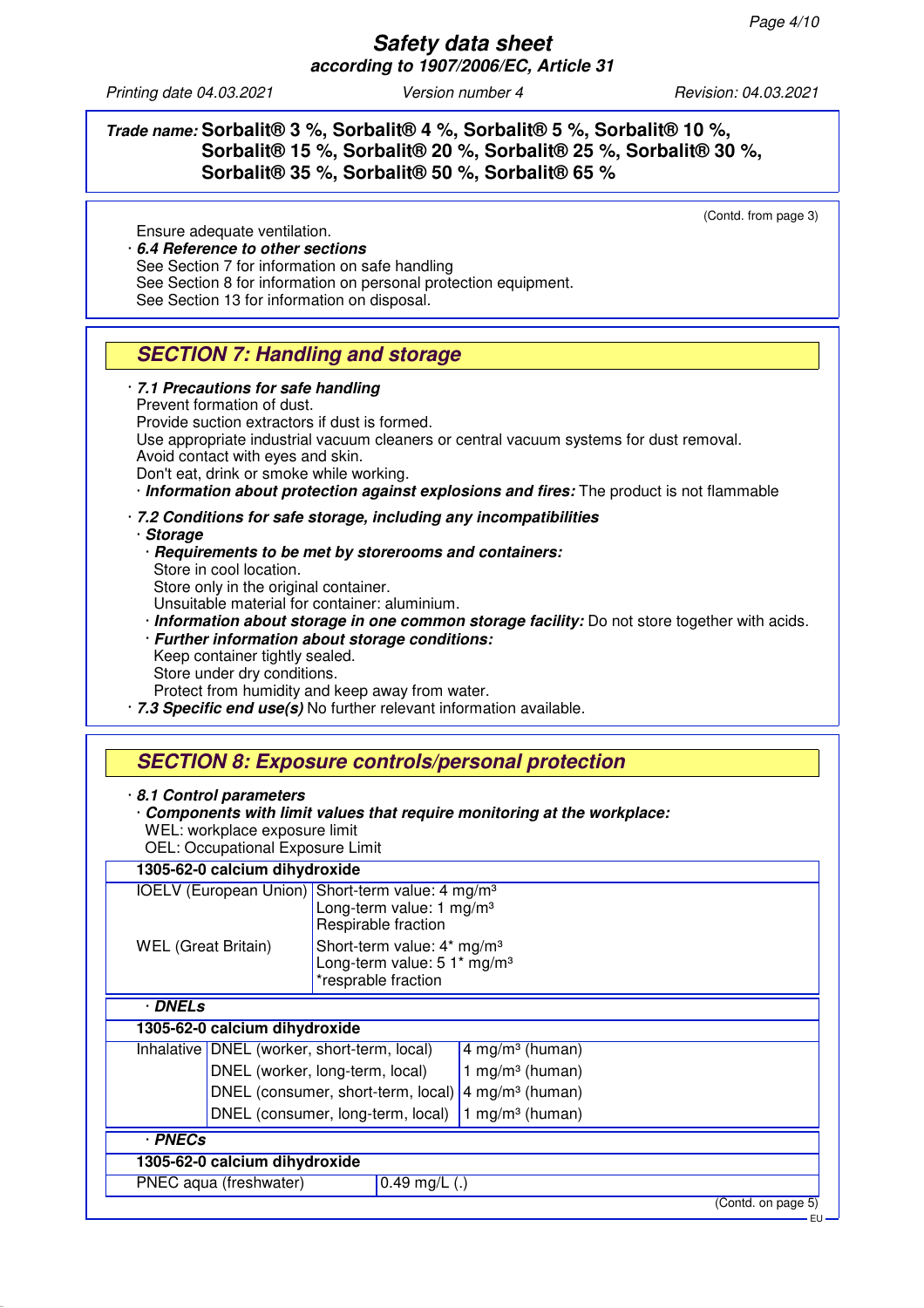**Trade name: Sorbalit® 3 %, Sorbalit® 4 %, Sorbalit® 5 %, Sorbalit® 10 %, Sorbalit® 15 %, Sorbalit® 20 %, Sorbalit® 25 %, Sorbalit® 30 %, Sorbalit® 35 %, Sorbalit® 50 %, Sorbalit® 65 %**

(Contd. from page 3)

Ensure adequate ventilation.

· ***6.4 Reference to other sections***
See Section 7 for information on safe handling
See Section 8 for information on personal protection equipment.
See Section 13 for information on disposal.

## SECTION 7: Handling and storage

· ***7.1 Precautions for safe handling***
Prevent formation of dust.
Provide suction extractors if dust is formed.
Use appropriate industrial vacuum cleaners or central vacuum systems for dust removal.
Avoid contact with eyes and skin.
Don't eat, drink or smoke while working.
· ***Information about protection against explosions and fires:*** The product is not flammable

· ***7.2 Conditions for safe storage, including any incompatibilities***
· ***Storage***
· ***Requirements to be met by storerooms and containers:***
Store in cool location.
Store only in the original container.
Unsuitable material for container: aluminium.
· ***Information about storage in one common storage facility:*** Do not store together with acids.
· ***Further information about storage conditions:***
Keep container tightly sealed.
Store under dry conditions.
Protect from humidity and keep away from water.
· ***7.3 Specific end use(s)*** No further relevant information available.

## SECTION 8: Exposure controls/personal protection

· ***8.1 Control parameters***
· ***Components with limit values that require monitoring at the workplace:***
WEL: workplace exposure limit
OEL: Occupational Exposure Limit

| **1305-62-0 calcium dihydroxide** | |
|---|---|
| IOELV (European Union) | Short-term value: 4 mg/m³<br>Long-term value: 1 mg/m³<br>Respirable fraction |
| WEL (Great Britain) | Short-term value: 4* mg/m³<br>Long-term value: 5 1* mg/m³<br>*resprable fraction |

· ***DNELs***

| **1305-62-0 calcium dihydroxide** | | |
|---|---|---|
| Inhalative | DNEL (worker, short-term, local) | 4 mg/m³ (human) |
| | DNEL (worker, long-term, local) | 1 mg/m³ (human) |
| | DNEL (consumer, short-term, local) | 4 mg/m³ (human) |
| | DNEL (consumer, long-term, local) | 1 mg/m³ (human) |

· ***PNECs***

| **1305-62-0 calcium dihydroxide** | |
|---|---|
| PNEC aqua (freshwater) | 0.49 mg/L (.) |

(Contd. on page 5)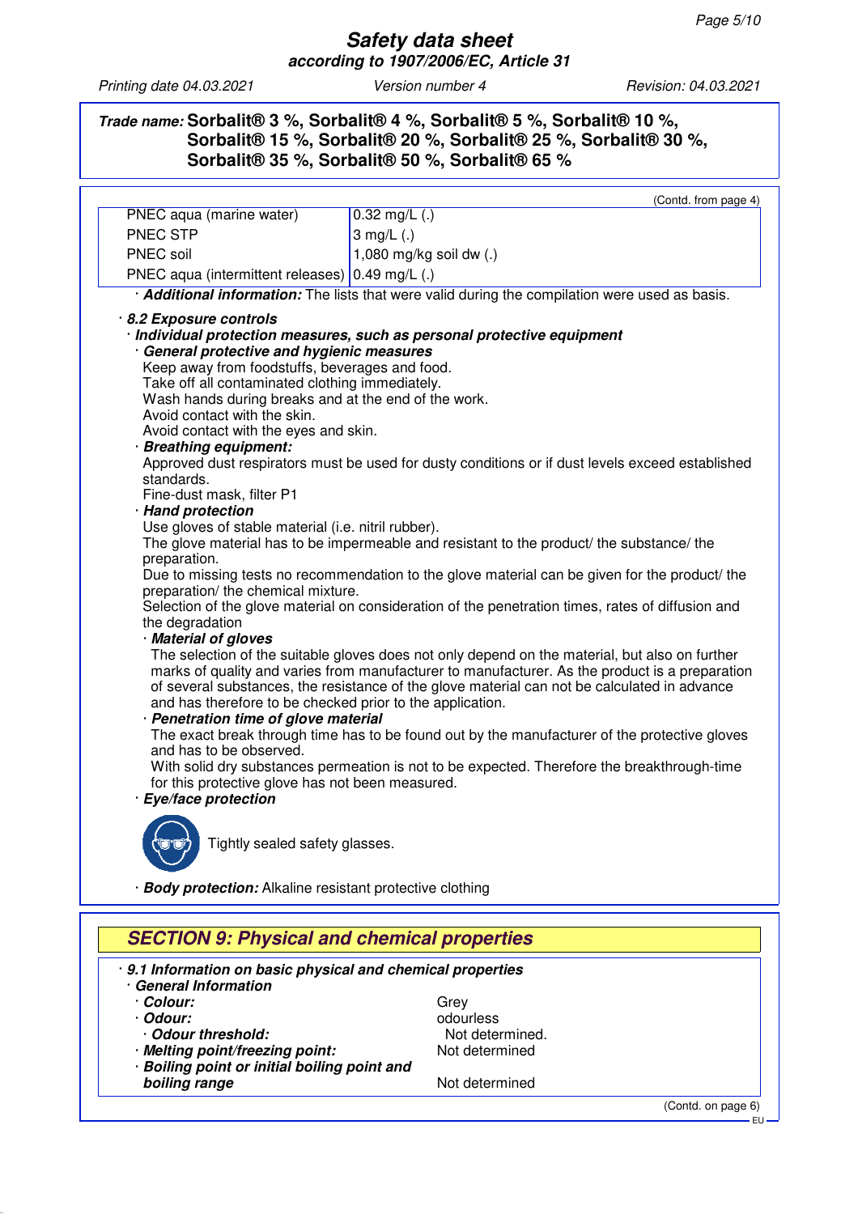**Trade name:** **Sorbalit® 3 %, Sorbalit® 4 %, Sorbalit® 5 %, Sorbalit® 10 %, Sorbalit® 15 %, Sorbalit® 20 %, Sorbalit® 25 %, Sorbalit® 30 %, Sorbalit® 35 %, Sorbalit® 50 %, Sorbalit® 65 %**

(Contd. from page 4)

| | |
|---|---|
| PNEC aqua (marine water) | 0.32 mg/L (.) |
| PNEC STP | 3 mg/L (.) |
| PNEC soil | 1,080 mg/kg soil dw (.) |
| PNEC aqua (intermittent releases) | 0.49 mg/L (.) |

· ***Additional information:*** The lists that were valid during the compilation were used as basis.

· ***8.2 Exposure controls***

· ***Individual protection measures, such as personal protective equipment***

· ***General protective and hygienic measures***

Keep away from foodstuffs, beverages and food.
Take off all contaminated clothing immediately.
Wash hands during breaks and at the end of the work.
Avoid contact with the skin.
Avoid contact with the eyes and skin.

· ***Breathing equipment:***

Approved dust respirators must be used for dusty conditions or if dust levels exceed established standards.
Fine-dust mask, filter P1

· ***Hand protection***

Use gloves of stable material (i.e. nitril rubber).
The glove material has to be impermeable and resistant to the product/ the substance/ the preparation.
Due to missing tests no recommendation to the glove material can be given for the product/ the preparation/ the chemical mixture.
Selection of the glove material on consideration of the penetration times, rates of diffusion and the degradation

· ***Material of gloves***

The selection of the suitable gloves does not only depend on the material, but also on further marks of quality and varies from manufacturer to manufacturer. As the product is a preparation of several substances, the resistance of the glove material can not be calculated in advance and has therefore to be checked prior to the application.

· ***Penetration time of glove material***

The exact break through time has to be found out by the manufacturer of the protective gloves and has to be observed.
With solid dry substances permeation is not to be expected. Therefore the breakthrough-time for this protective glove has not been measured.

· ***Eye/face protection***

Tightly sealed safety glasses.

· ***Body protection:*** Alkaline resistant protective clothing

## SECTION 9: Physical and chemical properties

· ***9.1 Information on basic physical and chemical properties***

· ***General Information***

| | |
|---|---|
| · **Colour:** | Grey |
| · **Odour:** | odourless |
| · **Odour threshold:** | Not determined. |
| · **Melting point/freezing point:** | Not determined |
| · **Boiling point or initial boiling point and boiling range** | Not determined |

(Contd. on page 6)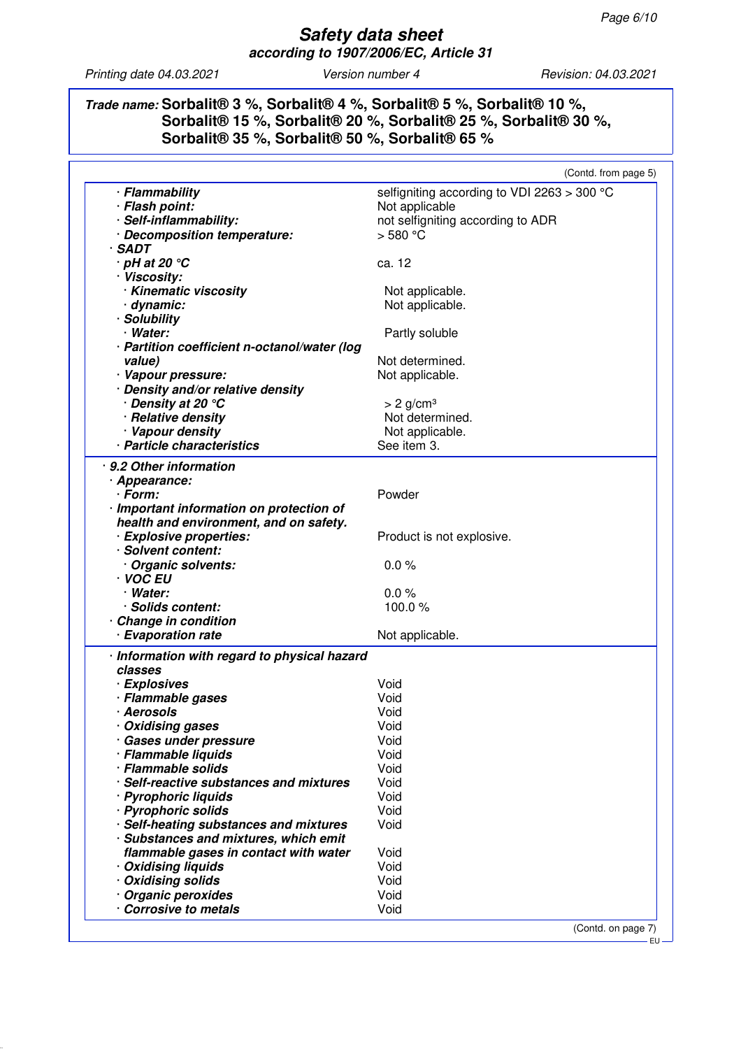# Safety data sheet

**according to 1907/2006/EC, Article 31**

Printing date 04.03.2021 | Version number 4 | Revision: 04.03.2021

**Trade name: Sorbalit® 3 %, Sorbalit® 4 %, Sorbalit® 5 %, Sorbalit® 10 %, Sorbalit® 15 %, Sorbalit® 20 %, Sorbalit® 25 %, Sorbalit® 30 %, Sorbalit® 35 %, Sorbalit® 50 %, Sorbalit® 65 %**

(Contd. from page 5)

| | |
|---|---|
| · **Flammability** | selfigniting according to VDI 2263 > 300 °C |
| · **Flash point:** | Not applicable |
| · **Self-inflammability:** | not selfigniting according to ADR |
| · **Decomposition temperature:** | > 580 °C |
| · **SADT** | |
| · **pH at 20 °C** | ca. 12 |
| · **Viscosity:** | |
| · **Kinematic viscosity** | Not applicable. |
| · **dynamic:** | Not applicable. |
| · **Solubility** | |
| · **Water:** | Partly soluble |
| · **Partition coefficient n-octanol/water (log value)** | Not determined. |
| · **Vapour pressure:** | Not applicable. |
| · **Density and/or relative density** | |
| · **Density at 20 °C** | > 2 g/cm³ |
| · **Relative density** | Not determined. |
| · **Vapour density** | Not applicable. |
| · **Particle characteristics** | See item 3. |

| | |
|---|---|
| · **9.2 Other information** | |
| · **Appearance:** | |
| · **Form:** | Powder |
| · **Important information on protection of health and environment, and on safety.** | |
| · **Explosive properties:** | Product is not explosive. |
| · **Solvent content:** | |
| · **Organic solvents:** | 0.0 % |
| · **VOC EU** | |
| · **Water:** | 0.0 % |
| · **Solids content:** | 100.0 % |
| · **Change in condition** | |
| · **Evaporation rate** | Not applicable. |

| | |
|---|---|
| · **Information with regard to physical hazard classes** | |
| · **Explosives** | Void |
| · **Flammable gases** | Void |
| · **Aerosols** | Void |
| · **Oxidising gases** | Void |
| · **Gases under pressure** | Void |
| · **Flammable liquids** | Void |
| · **Flammable solids** | Void |
| · **Self-reactive substances and mixtures** | Void |
| · **Pyrophoric liquids** | Void |
| · **Pyrophoric solids** | Void |
| · **Self-heating substances and mixtures** | Void |
| · **Substances and mixtures, which emit flammable gases in contact with water** | Void |
| · **Oxidising liquids** | Void |
| · **Oxidising solids** | Void |
| · **Organic peroxides** | Void |
| · **Corrosive to metals** | Void |

(Contd. on page 7)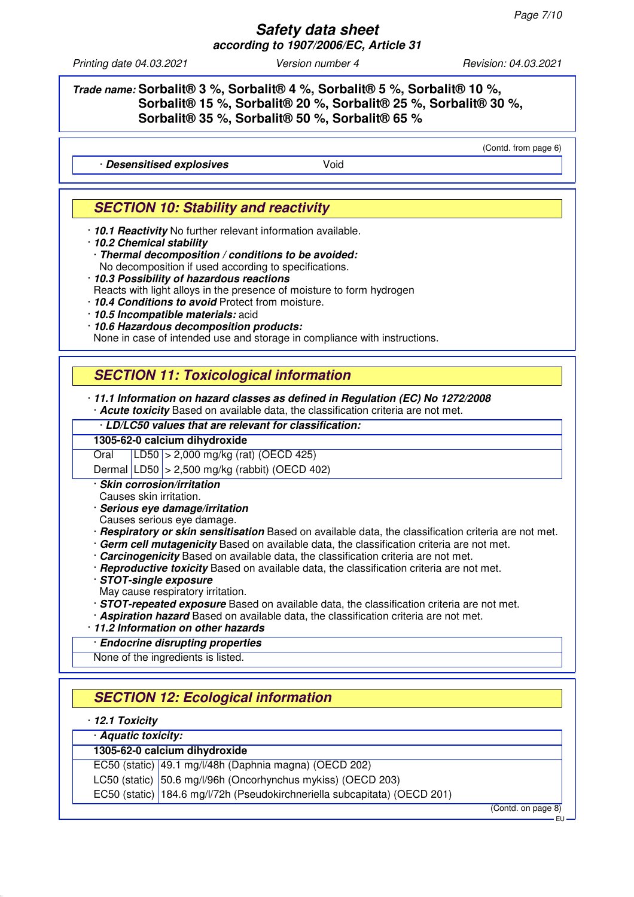**Trade name:** **Sorbalit® 3 %, Sorbalit® 4 %, Sorbalit® 5 %, Sorbalit® 10 %, Sorbalit® 15 %, Sorbalit® 20 %, Sorbalit® 25 %, Sorbalit® 30 %, Sorbalit® 35 %, Sorbalit® 50 %, Sorbalit® 65 %**

(Contd. from page 6)

| · ***Desensitised explosives*** | Void |
|---|---|

## *SECTION 10: Stability and reactivity*

- · ***10.1 Reactivity*** No further relevant information available.
- · ***10.2 Chemical stability***
  - · ***Thermal decomposition / conditions to be avoided:*** No decomposition if used according to specifications.
- · ***10.3 Possibility of hazardous reactions*** Reacts with light alloys in the presence of moisture to form hydrogen
- · ***10.4 Conditions to avoid*** Protect from moisture.
- · ***10.5 Incompatible materials:*** acid
- · ***10.6 Hazardous decomposition products:*** None in case of intended use and storage in compliance with instructions.

## *SECTION 11: Toxicological information*

- · ***11.1 Information on hazard classes as defined in Regulation (EC) No 1272/2008***
  - · ***Acute toxicity*** Based on available data, the classification criteria are not met.

| · ***LD/LC50 values that are relevant for classification:*** | | |
|---|---|---|
| **1305-62-0 calcium dihydroxide** | | |
| Oral | LD50 | > 2,000 mg/kg (rat) (OECD 425) |
| Dermal | LD50 | > 2,500 mg/kg (rabbit) (OECD 402) |

- · ***Skin corrosion/irritation*** Causes skin irritation.
- · ***Serious eye damage/irritation*** Causes serious eye damage.
- · ***Respiratory or skin sensitisation*** Based on available data, the classification criteria are not met.
- · ***Germ cell mutagenicity*** Based on available data, the classification criteria are not met.
- · ***Carcinogenicity*** Based on available data, the classification criteria are not met.
- · ***Reproductive toxicity*** Based on available data, the classification criteria are not met.
- · ***STOT-single exposure*** May cause respiratory irritation.
- · ***STOT-repeated exposure*** Based on available data, the classification criteria are not met.
- · ***Aspiration hazard*** Based on available data, the classification criteria are not met.
- · ***11.2 Information on other hazards***

| · ***Endocrine disrupting properties*** |
|---|
| None of the ingredients is listed. |

## *SECTION 12: Ecological information*

- · ***12.1 Toxicity***

| · ***Aquatic toxicity:*** | |
|---|---|
| **1305-62-0 calcium dihydroxide** | |
| EC50 (static) | 49.1 mg/l/48h (Daphnia magna) (OECD 202) |
| LC50 (static) | 50.6 mg/l/96h (Oncorhynchus mykiss) (OECD 203) |
| EC50 (static) | 184.6 mg/l/72h (Pseudokirchneriella subcapitata) (OECD 201) |

(Contd. on page 8)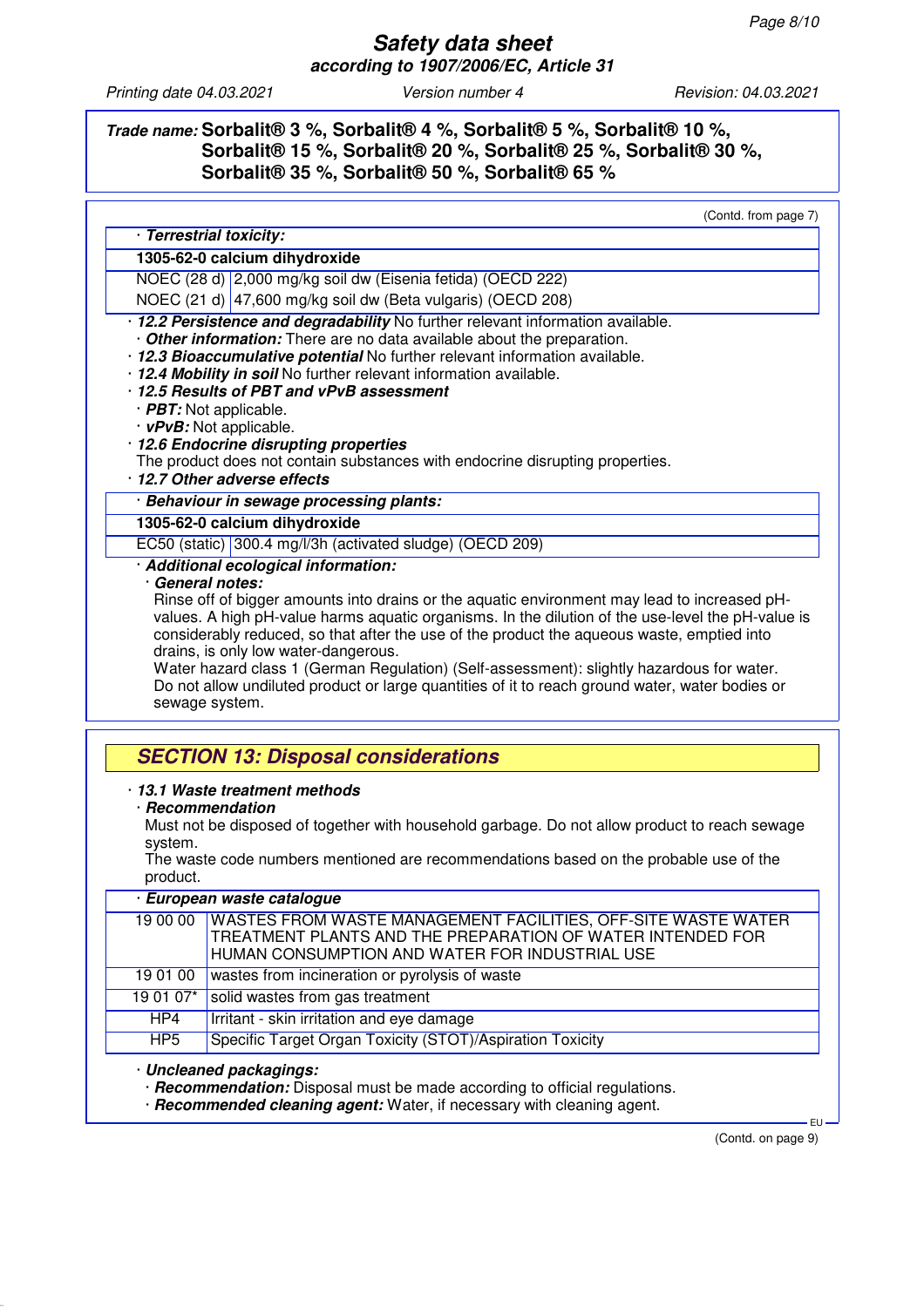**Trade name: Sorbalit® 3 %, Sorbalit® 4 %, Sorbalit® 5 %, Sorbalit® 10 %, Sorbalit® 15 %, Sorbalit® 20 %, Sorbalit® 25 %, Sorbalit® 30 %, Sorbalit® 35 %, Sorbalit® 50 %, Sorbalit® 65 %**

(Contd. from page 7)

· ***Terrestrial toxicity:***

| **1305-62-0 calcium dihydroxide** | |
|---|---|
| NOEC (28 d) | 2,000 mg/kg soil dw (Eisenia fetida) (OECD 222) |
| NOEC (21 d) | 47,600 mg/kg soil dw (Beta vulgaris) (OECD 208) |

· ***12.2 Persistence and degradability*** No further relevant information available.
· ***Other information:*** There are no data available about the preparation.
· ***12.3 Bioaccumulative potential*** No further relevant information available.
· ***12.4 Mobility in soil*** No further relevant information available.
· ***12.5 Results of PBT and vPvB assessment***
· ***PBT:*** Not applicable.
· ***vPvB:*** Not applicable.
· ***12.6 Endocrine disrupting properties***
The product does not contain substances with endocrine disrupting properties.
· ***12.7 Other adverse effects***

· ***Behaviour in sewage processing plants:***

| **1305-62-0 calcium dihydroxide** | |
|---|---|
| EC50 (static) | 300.4 mg/l/3h (activated sludge) (OECD 209) |

· ***Additional ecological information:***
· ***General notes:***
Rinse off of bigger amounts into drains or the aquatic environment may lead to increased pH-values. A high pH-value harms aquatic organisms. In the dilution of the use-level the pH-value is considerably reduced, so that after the use of the product the aqueous waste, emptied into drains, is only low water-dangerous.
Water hazard class 1 (German Regulation) (Self-assessment): slightly hazardous for water.
Do not allow undiluted product or large quantities of it to reach ground water, water bodies or sewage system.

## SECTION 13: Disposal considerations

· ***13.1 Waste treatment methods***
· ***Recommendation***
Must not be disposed of together with household garbage. Do not allow product to reach sewage system.
The waste code numbers mentioned are recommendations based on the probable use of the product.

· ***European waste catalogue***

| | |
|---|---|
| 19 00 00 | WASTES FROM WASTE MANAGEMENT FACILITIES, OFF-SITE WASTE WATER TREATMENT PLANTS AND THE PREPARATION OF WATER INTENDED FOR HUMAN CONSUMPTION AND WATER FOR INDUSTRIAL USE |
| 19 01 00 | wastes from incineration or pyrolysis of waste |
| 19 01 07* | solid wastes from gas treatment |
| HP4 | Irritant - skin irritation and eye damage |
| HP5 | Specific Target Organ Toxicity (STOT)/Aspiration Toxicity |

· ***Uncleaned packagings:***
· ***Recommendation:*** Disposal must be made according to official regulations.
· ***Recommended cleaning agent:*** Water, if necessary with cleaning agent.

(Contd. on page 9)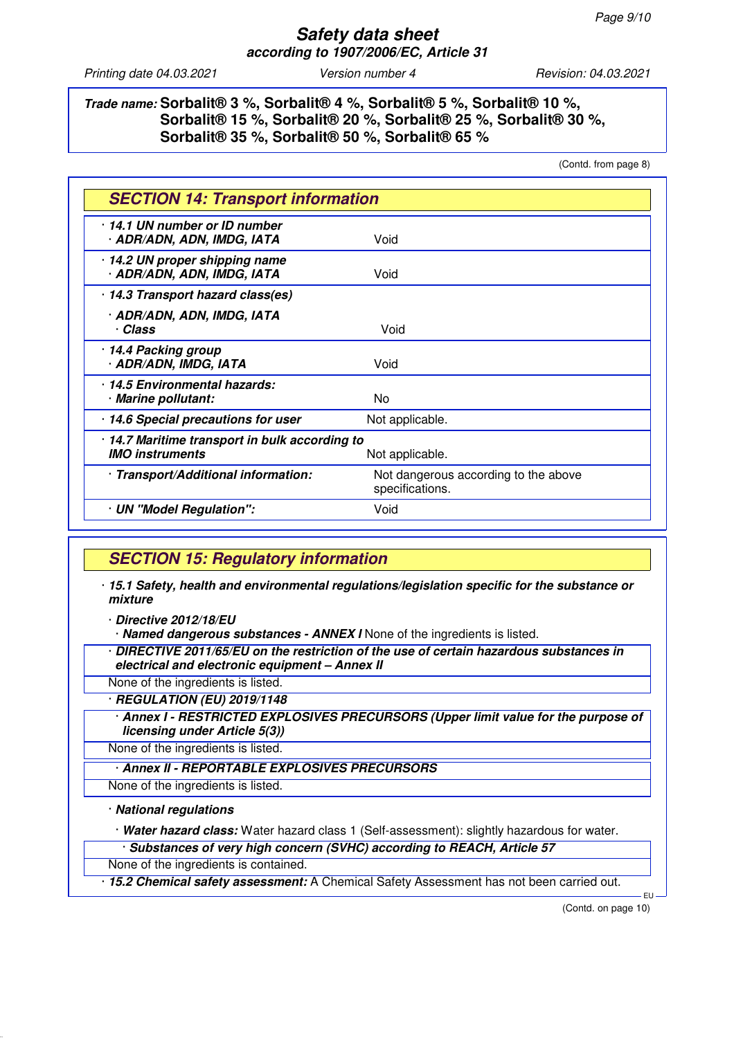Trade name: **Sorbalit® 3 %, Sorbalit® 4 %, Sorbalit® 5 %, Sorbalit® 10 %, Sorbalit® 15 %, Sorbalit® 20 %, Sorbalit® 25 %, Sorbalit® 30 %, Sorbalit® 35 %, Sorbalit® 50 %, Sorbalit® 65 %**

(Contd. from page 8)

## SECTION 14: Transport information

| | |
|---|---|
| **· 14.1 UN number or ID number** | |
| **· ADR/ADN, ADN, IMDG, IATA** | Void |
| **· 14.2 UN proper shipping name** | |
| **· ADR/ADN, ADN, IMDG, IATA** | Void |
| **· 14.3 Transport hazard class(es)** | |
| **· ADR/ADN, ADN, IMDG, IATA** | |
| **· Class** | Void |
| **· 14.4 Packing group** | |
| **· ADR/ADN, IMDG, IATA** | Void |
| **· 14.5 Environmental hazards:** | |
| **· Marine pollutant:** | No |
| **· 14.6 Special precautions for user** | Not applicable. |
| **· 14.7 Maritime transport in bulk according to IMO instruments** | Not applicable. |
| **· Transport/Additional information:** | Not dangerous according to the above specifications. |
| **· UN "Model Regulation":** | Void |

## SECTION 15: Regulatory information

**· 15.1 Safety, health and environmental regulations/legislation specific for the substance or mixture**

**· Directive 2012/18/EU**

**· Named dangerous substances - ANNEX I** None of the ingredients is listed.

**· DIRECTIVE 2011/65/EU on the restriction of the use of certain hazardous substances in electrical and electronic equipment – Annex II**

None of the ingredients is listed.

**· REGULATION (EU) 2019/1148**

**· Annex I - RESTRICTED EXPLOSIVES PRECURSORS (Upper limit value for the purpose of licensing under Article 5(3))**

None of the ingredients is listed.

**· Annex II - REPORTABLE EXPLOSIVES PRECURSORS**

None of the ingredients is listed.

**· National regulations**

**· Water hazard class:** Water hazard class 1 (Self-assessment): slightly hazardous for water.

**· Substances of very high concern (SVHC) according to REACH, Article 57**

None of the ingredients is contained.

**· 15.2 Chemical safety assessment:** A Chemical Safety Assessment has not been carried out.

(Contd. on page 10)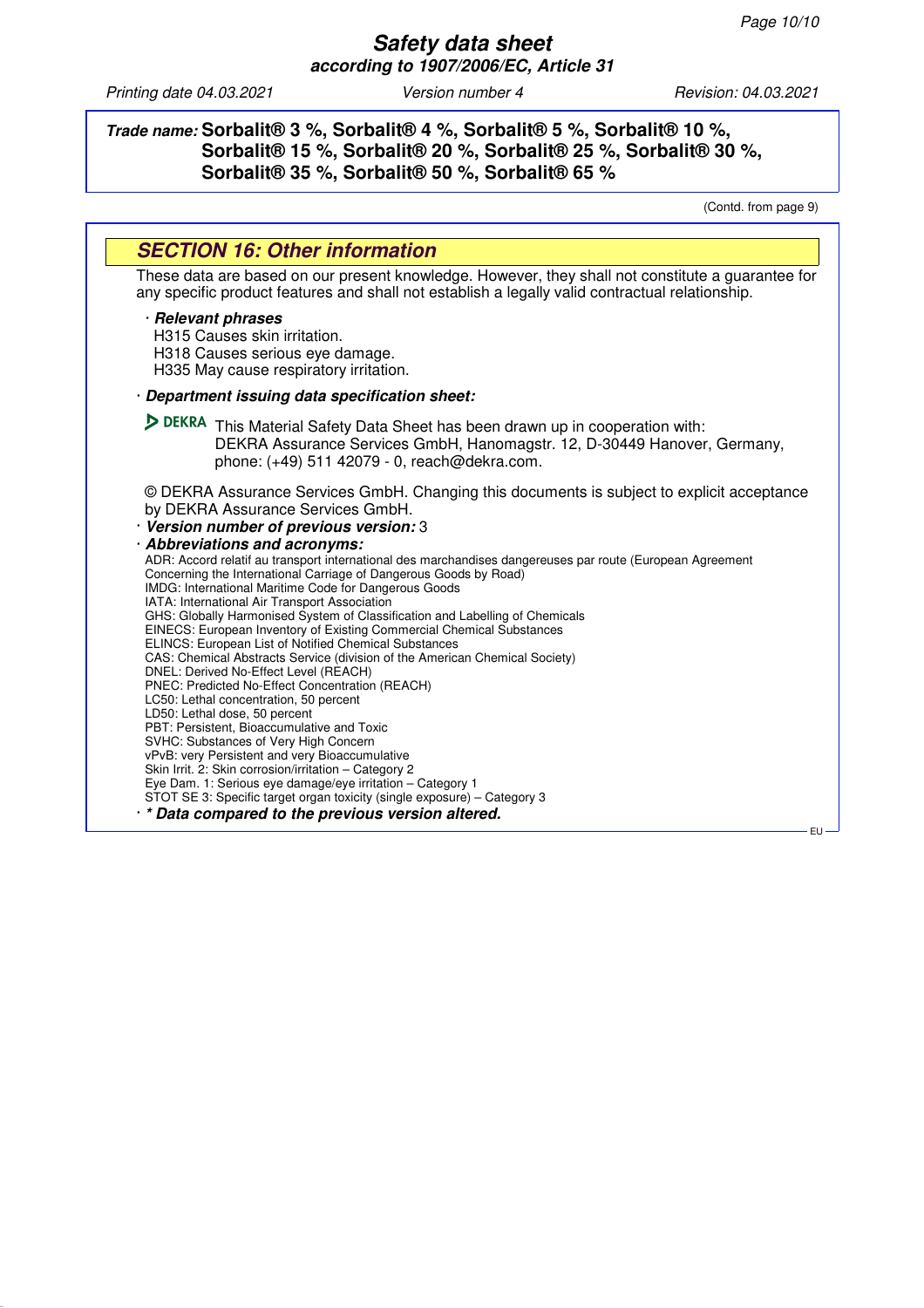# Safety data sheet
**according to 1907/2006/EC, Article 31**

Printing date 04.03.2021 | Version number 4 | Revision: 04.03.2021

***Trade name:*** **Sorbalit® 3 %, Sorbalit® 4 %, Sorbalit® 5 %, Sorbalit® 10 %, Sorbalit® 15 %, Sorbalit® 20 %, Sorbalit® 25 %, Sorbalit® 30 %, Sorbalit® 35 %, Sorbalit® 50 %, Sorbalit® 65 %**

(Contd. from page 9)

## SECTION 16: Other information

These data are based on our present knowledge. However, they shall not constitute a guarantee for any specific product features and shall not establish a legally valid contractual relationship.

· ***Relevant phrases***
H315 Causes skin irritation.
H318 Causes serious eye damage.
H335 May cause respiratory irritation.

· ***Department issuing data specification sheet:***

DEKRA This Material Safety Data Sheet has been drawn up in cooperation with:
DEKRA Assurance Services GmbH, Hanomagstr. 12, D-30449 Hanover, Germany, phone: (+49) 511 42079 - 0, reach@dekra.com.

© DEKRA Assurance Services GmbH. Changing this documents is subject to explicit acceptance by DEKRA Assurance Services GmbH.

· ***Version number of previous version:*** 3

· ***Abbreviations and acronyms:***
ADR: Accord relatif au transport international des marchandises dangereuses par route (European Agreement Concerning the International Carriage of Dangerous Goods by Road)
IMDG: International Maritime Code for Dangerous Goods
IATA: International Air Transport Association
GHS: Globally Harmonised System of Classification and Labelling of Chemicals
EINECS: European Inventory of Existing Commercial Chemical Substances
ELINCS: European List of Notified Chemical Substances
CAS: Chemical Abstracts Service (division of the American Chemical Society)
DNEL: Derived No-Effect Level (REACH)
PNEC: Predicted No-Effect Concentration (REACH)
LC50: Lethal concentration, 50 percent
LD50: Lethal dose, 50 percent
PBT: Persistent, Bioaccumulative and Toxic
SVHC: Substances of Very High Concern
vPvB: very Persistent and very Bioaccumulative
Skin Irrit. 2: Skin corrosion/irritation – Category 2
Eye Dam. 1: Serious eye damage/eye irritation – Category 1
STOT SE 3: Specific target organ toxicity (single exposure) – Category 3

· ***\* Data compared to the previous version altered.***

EU